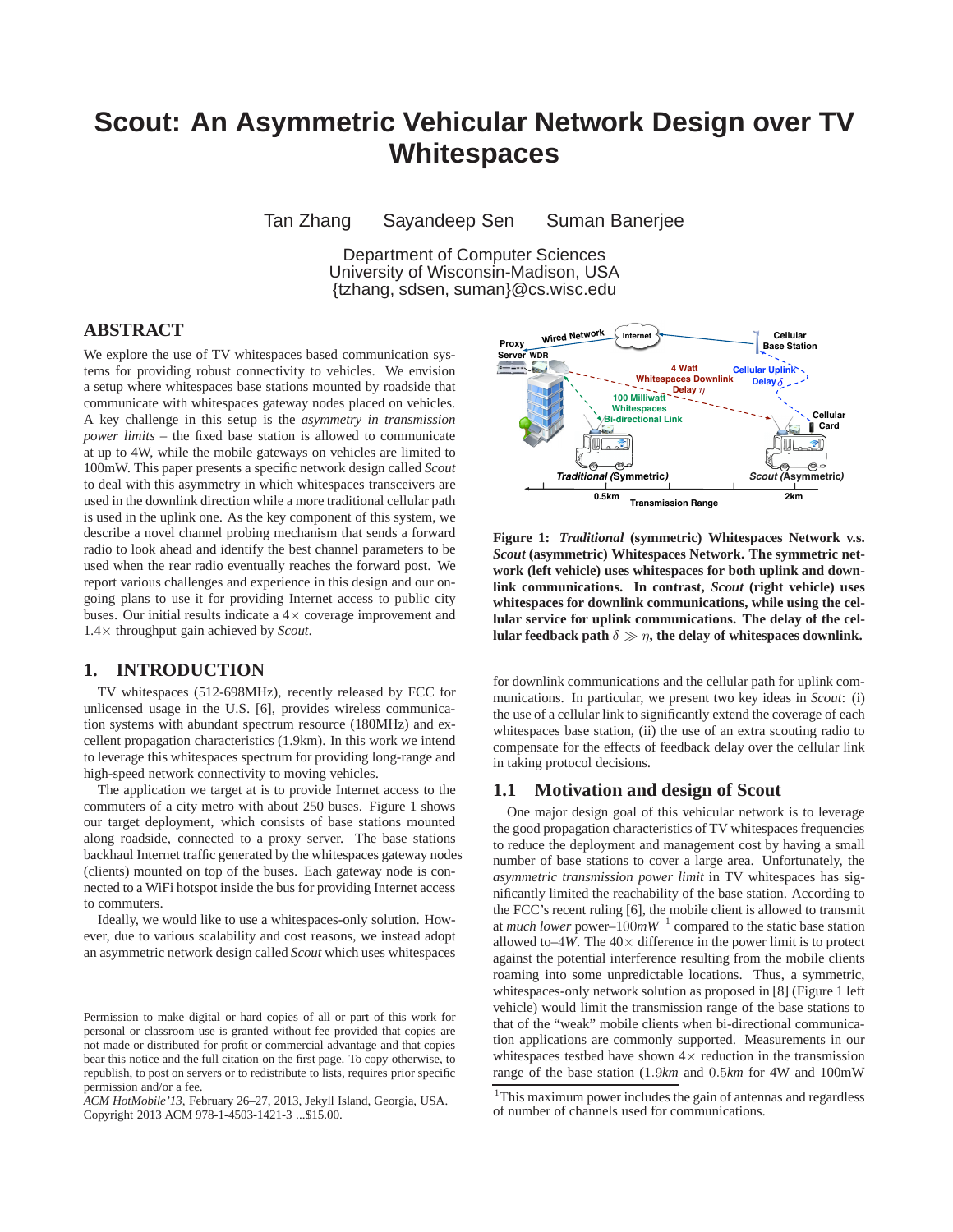# Scout: An Asymmetric Vehicular Network Design over TV Whitespaces

Tan Zhang  Sayandeep Sen  Suman Banerjee

Department of Computer Sciences
University of Wisconsin-Madison, USA
{tzhang, sdsen, suman}@cs.wisc.edu

## ABSTRACT

We explore the use of TV whitespaces based communication systems for providing robust connectivity to vehicles. We envision a setup where whitespaces base stations mounted by roadside that communicate with whitespaces gateway nodes placed on vehicles. A key challenge in this setup is the *asymmetry in transmission power limits* – the fixed base station is allowed to communicate at up to 4W, while the mobile gateways on vehicles are limited to 100mW. This paper presents a specific network design called *Scout* to deal with this asymmetry in which whitespaces transceivers are used in the downlink direction while a more traditional cellular path is used in the uplink one. As the key component of this system, we describe a novel channel probing mechanism that sends a forward radio to look ahead and identify the best channel parameters to be used when the rear radio eventually reaches the forward post. We report various challenges and experience in this design and our ongoing plans to use it for providing Internet access to public city buses. Our initial results indicate a 4× coverage improvement and 1.4× throughput gain achieved by *Scout*.

## 1. INTRODUCTION

TV whitespaces (512-698MHz), recently released by FCC for unlicensed usage in the U.S. [6], provides wireless communication systems with abundant spectrum resource (180MHz) and excellent propagation characteristics (1.9km). In this work we intend to leverage this whitespaces spectrum for providing long-range and high-speed network connectivity to moving vehicles.

The application we target at is to provide Internet access to the commuters of a city metro with about 250 buses. Figure 1 shows our target deployment, which consists of base stations mounted along roadside, connected to a proxy server. The base stations backhaul Internet traffic generated by the whitespaces gateway nodes (clients) mounted on top of the buses. Each gateway node is connected to a WiFi hotspot inside the bus for providing Internet access to commuters.

Ideally, we would like to use a whitespaces-only solution. However, due to various scalability and cost reasons, we instead adopt an asymmetric network design called *Scout* which uses whitespaces for downlink communications and the cellular path for uplink communications. In particular, we present two key ideas in *Scout*: (i) the use of a cellular link to significantly extend the coverage of each whitespaces base station, (ii) the use of an extra scouting radio to compensate for the effects of feedback delay over the cellular link in taking protocol decisions.

**Figure 1: *Traditional* (symmetric) Whitespaces Network v.s. *Scout* (asymmetric) Whitespaces Network. The symmetric network (left vehicle) uses whitespaces for both uplink and downlink communications. In contrast, *Scout* (right vehicle) uses whitespaces for downlink communications, while using the cellular service for uplink communications. The delay of the cellular feedback path $\delta \gg \eta$, the delay of whitespaces downlink.**

### 1.1 Motivation and design of Scout

One major design goal of this vehicular network is to leverage the good propagation characteristics of TV whitespaces frequencies to reduce the deployment and management cost by having a small number of base stations to cover a large area. Unfortunately, the *asymmetric transmission power limit* in TV whitespaces has significantly limited the reachability of the base station. According to the FCC's recent ruling [6], the mobile client is allowed to transmit at *much lower* power–$100mW$ [1] compared to the static base station allowed to–$4W$. The 40× difference in the power limit is to protect against the potential interference resulting from the mobile clients roaming into some unpredictable locations. Thus, a symmetric, whitespaces-only network solution as proposed in [8] (Figure 1 left vehicle) would limit the transmission range of the base stations to that of the "weak" mobile clients when bi-directional communication applications are commonly supported. Measurements in our whitespaces testbed have shown 4× reduction in the transmission range of the base station ($1.9km$ and $0.5km$ for 4W and 100mW

[1] This maximum power includes the gain of antennas and regardless of number of channels used for communications.

Permission to make digital or hard copies of all or part of this work for personal or classroom use is granted without fee provided that copies are not made or distributed for profit or commercial advantage and that copies bear this notice and the full citation on the first page. To copy otherwise, to republish, to post on servers or to redistribute to lists, requires prior specific permission and/or a fee.
*ACM HotMobile'13*, February 26–27, 2013, Jekyll Island, Georgia, USA.
Copyright 2013 ACM 978-1-4503-1421-3 ...$15.00.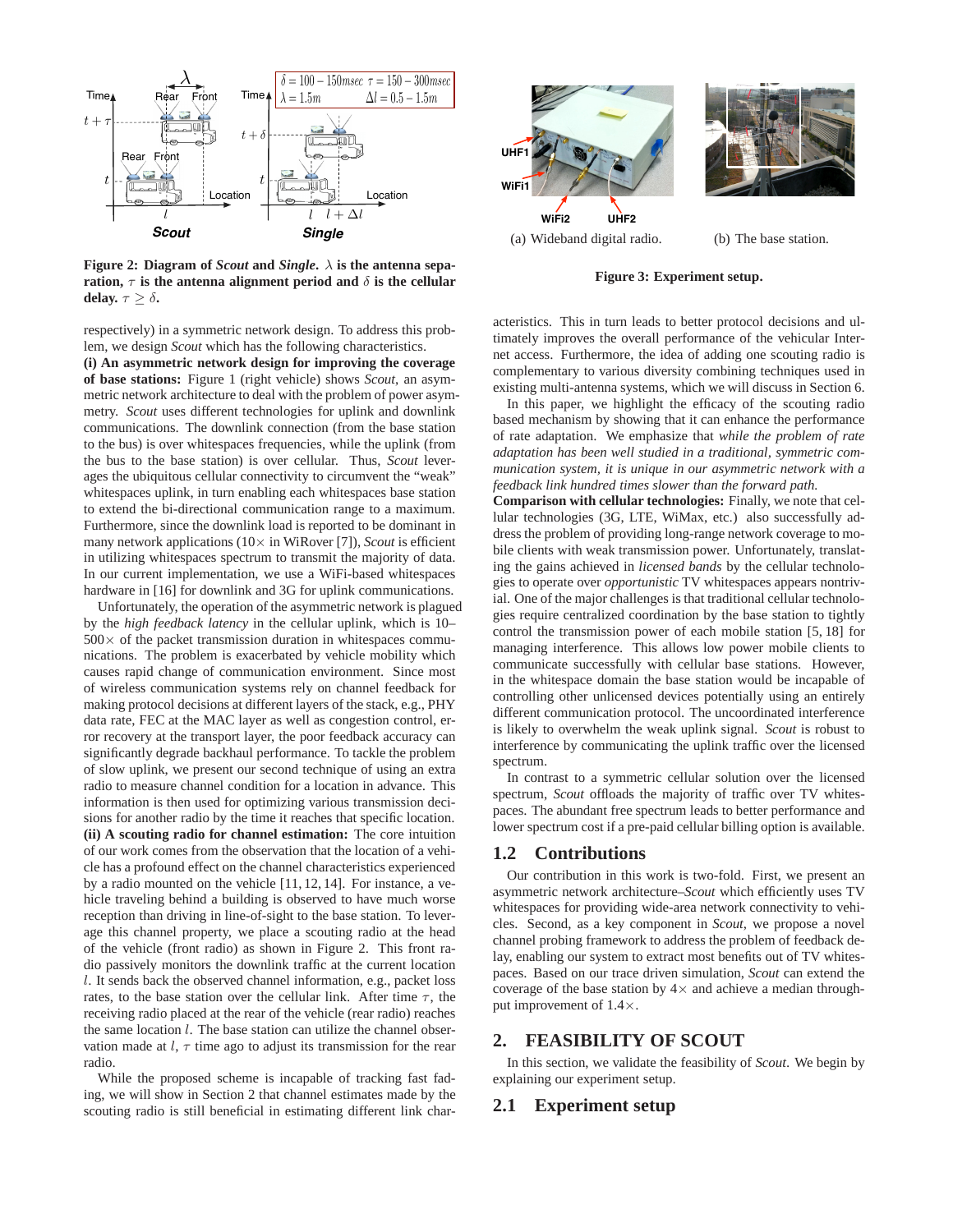Time

Rear Front

$\lambda$

$t+\tau$

Rear Front

$t$

Location

$l$

**Scout**

Time

$\delta = 100-150msec$ $\tau = 150-300msec$

$\lambda = 1.5m$ $\Delta l = 0.5-1.5m$

$t+\delta$

$t$

Location

$l$ $l+\Delta l$

**Single**

**Figure 2: Diagram of *Scout* and *Single*. $\lambda$ is the antenna separation, $\tau$ is the antenna alignment period and $\delta$ is the cellular delay. $\tau \geq \delta$.**

UHF1

WiFi1

WiFi2

UHF2

(a) Wideband digital radio.

(b) The base station.

**Figure 3: Experiment setup.**

respectively) in a symmetric network design. To address this problem, we design *Scout* which has the following characteristics.

**(i) An asymmetric network design for improving the coverage of base stations:** Figure 1 (right vehicle) shows *Scout*, an asymmetric network architecture to deal with the problem of power asymmetry. *Scout* uses different technologies for uplink and downlink communications. The downlink connection (from the base station to the bus) is over whitespaces frequencies, while the uplink (from the bus to the base station) is over cellular. Thus, *Scout* leverages the ubiquitous cellular connectivity to circumvent the "weak" whitespaces uplink, in turn enabling each whitespaces base station to extend the bi-directional communication range to a maximum. Furthermore, since the downlink load is reported to be dominant in many network applications (10$\times$ in WiRover [7]), *Scout* is efficient in utilizing whitespaces spectrum to transmit the majority of data. In our current implementation, we use a WiFi-based whitespaces hardware in [16] for downlink and 3G for uplink communications.

Unfortunately, the operation of the asymmetric network is plagued by the *high feedback latency* in the cellular uplink, which is 10–500$\times$ of the packet transmission duration in whitespaces communications. The problem is exacerbated by vehicle mobility which causes rapid change of communication environment. Since most of wireless communication systems rely on channel feedback for making protocol decisions at different layers of the stack, e.g., PHY data rate, FEC at the MAC layer as well as congestion control, error recovery at the transport layer, the poor feedback accuracy can significantly degrade backhaul performance. To tackle the problem of slow uplink, we present our second technique of using an extra radio to measure channel condition for a location in advance. This information is then used for optimizing various transmission decisions for another radio by the time it reaches that specific location.

**(ii) A scouting radio for channel estimation:** The core intuition of our work comes from the observation that the location of a vehicle has a profound effect on the channel characteristics experienced by a radio mounted on the vehicle [11, 12, 14]. For instance, a vehicle traveling behind a building is observed to have much worse reception than driving in line-of-sight to the base station. To leverage this channel property, we place a scouting radio at the head of the vehicle (front radio) as shown in Figure 2. This front radio passively monitors the downlink traffic at the current location $l$. It sends back the observed channel information, e.g., packet loss rates, to the base station over the cellular link. After time $\tau$, the receiving radio placed at the rear of the vehicle (rear radio) reaches the same location $l$. The base station can utilize the channel observation made at $l$, $\tau$ time ago to adjust its transmission for the rear radio.

While the proposed scheme is incapable of tracking fast fading, we will show in Section 2 that channel estimates made by the scouting radio is still beneficial in estimating different link characteristics. This in turn leads to better protocol decisions and ultimately improves the overall performance of the vehicular Internet access. Furthermore, the idea of adding one scouting radio is complementary to various diversity combining techniques used in existing multi-antenna systems, which we will discuss in Section 6.

In this paper, we highlight the efficacy of the scouting radio based mechanism by showing that it can enhance the performance of rate adaptation. We emphasize that *while the problem of rate adaptation has been well studied in a traditional, symmetric communication system, it is unique in our asymmetric network with a feedback link hundred times slower than the forward path.*

**Comparison with cellular technologies:** Finally, we note that cellular technologies (3G, LTE, WiMax, etc.) also successfully address the problem of providing long-range network coverage to mobile clients with weak transmission power. Unfortunately, translating the gains achieved in *licensed bands* by the cellular technologies to operate over *opportunistic* TV whitespaces appears nontrivial. One of the major challenges is that traditional cellular technologies require centralized coordination by the base station to tightly control the transmission power of each mobile station [5, 18] for managing interference. This allows low power mobile clients to communicate successfully with cellular base stations. However, in the whitespace domain the base station would be incapable of controlling other unlicensed devices potentially using an entirely different communication protocol. The uncoordinated interference is likely to overwhelm the weak uplink signal. *Scout* is robust to interference by communicating the uplink traffic over the licensed spectrum.

In contrast to a symmetric cellular solution over the licensed spectrum, *Scout* offloads the majority of traffic over TV whitespaces. The abundant free spectrum leads to better performance and lower spectrum cost if a pre-paid cellular billing option is available.

## 1.2 Contributions

Our contribution in this work is two-fold. First, we present an asymmetric network architecture–*Scout* which efficiently uses TV whitespaces for providing wide-area network connectivity to vehicles. Second, as a key component in *Scout*, we propose a novel channel probing framework to address the problem of feedback delay, enabling our system to extract most benefits out of TV whitespaces. Based on our trace driven simulation, *Scout* can extend the coverage of the base station by 4$\times$ and achieve a median throughput improvement of 1.4$\times$.

# 2. FEASIBILITY OF SCOUT

In this section, we validate the feasibility of *Scout*. We begin by explaining our experiment setup.

## 2.1 Experiment setup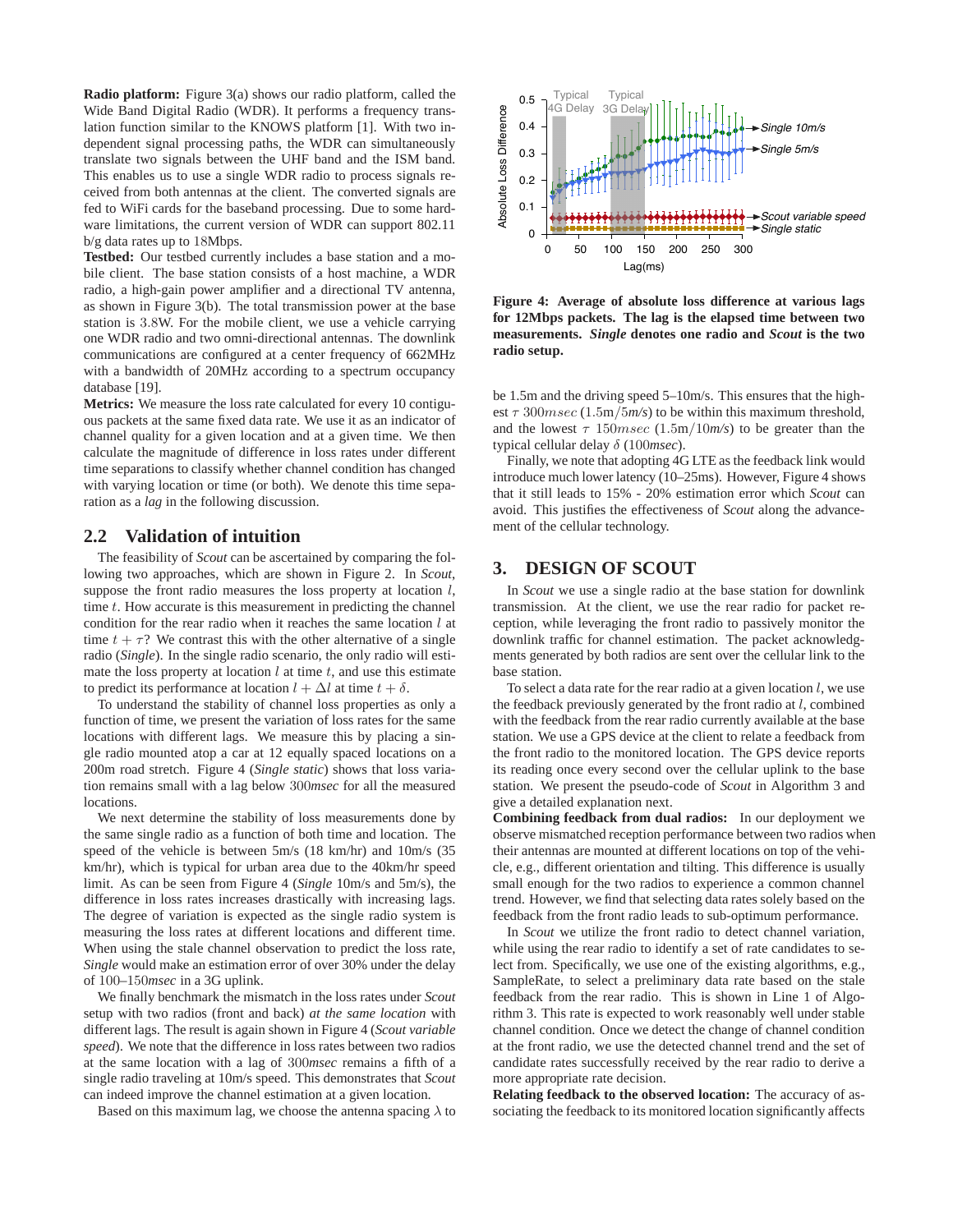**Radio platform:** Figure 3(a) shows our radio platform, called the Wide Band Digital Radio (WDR). It performs a frequency translation function similar to the KNOWS platform [1]. With two independent signal processing paths, the WDR can simultaneously translate two signals between the UHF band and the ISM band. This enables us to use a single WDR radio to process signals received from both antennas at the client. The converted signals are fed to WiFi cards for the baseband processing. Due to some hardware limitations, the current version of WDR can support 802.11 b/g data rates up to 18Mbps.

**Testbed:** Our testbed currently includes a base station and a mobile client. The base station consists of a host machine, a WDR radio, a high-gain power amplifier and a directional TV antenna, as shown in Figure 3(b). The total transmission power at the base station is 3.8W. For the mobile client, we use a vehicle carrying one WDR radio and two omni-directional antennas. The downlink communications are configured at a center frequency of 662MHz with a bandwidth of 20MHz according to a spectrum occupancy database [19].

**Metrics:** We measure the loss rate calculated for every 10 contiguous packets at the same fixed data rate. We use it as an indicator of channel quality for a given location and at a given time. We then calculate the magnitude of difference in loss rates under different time separations to classify whether channel condition has changed with varying location or time (or both). We denote this time separation as a *lag* in the following discussion.

## 2.2 Validation of intuition

The feasibility of *Scout* can be ascertained by comparing the following two approaches, which are shown in Figure 2. In *Scout*, suppose the front radio measures the loss property at location $l$, time $t$. How accurate is this measurement in predicting the channel condition for the rear radio when it reaches the same location $l$ at time $t + \tau$? We contrast this with the other alternative of a single radio (*Single*). In the single radio scenario, the only radio will estimate the loss property at location $l$ at time $t$, and use this estimate to predict its performance at location $l + \Delta l$ at time $t + \delta$.

To understand the stability of channel loss properties as only a function of time, we present the variation of loss rates for the same locations with different lags. We measure this by placing a single radio mounted atop a car at 12 equally spaced locations on a 200m road stretch. Figure 4 (*Single static*) shows that loss variation remains small with a lag below 300*msec* for all the measured locations.

We next determine the stability of loss measurements done by the same single radio as a function of both time and location. The speed of the vehicle is between 5m/s (18 km/hr) and 10m/s (35 km/hr), which is typical for urban area due to the 40km/hr speed limit. As can be seen from Figure 4 (*Single* 10m/s and 5m/s), the difference in loss rates increases drastically with increasing lags. The degree of variation is expected as the single radio system is measuring the loss rates at different locations and different time. When using the stale channel observation to predict the loss rate, *Single* would make an estimation error of over 30% under the delay of 100–150*msec* in a 3G uplink.

We finally benchmark the mismatch in the loss rates under *Scout* setup with two radios (front and back) *at the same location* with different lags. The result is again shown in Figure 4 (*Scout variable speed*). We note that the difference in loss rates between two radios at the same location with a lag of 300*msec* remains a fifth of a single radio traveling at 10m/s speed. This demonstrates that *Scout* can indeed improve the channel estimation at a given location.

Based on this maximum lag, we choose the antenna spacing $\lambda$ to be 1.5m and the driving speed 5–10m/s. This ensures that the highest $\tau$ $300msec$ (1.5m/5*m/s*) to be within this maximum threshold, and the lowest $\tau$ $150msec$ (1.5m/10*m/s*) to be greater than the typical cellular delay $\delta$ (100*msec*).

**Figure 4: Average of absolute loss difference at various lags for 12Mbps packets. The lag is the elapsed time between two measurements. *Single* denotes one radio and *Scout* is the two radio setup.**

Finally, we note that adopting 4G LTE as the feedback link would introduce much lower latency (10–25ms). However, Figure 4 shows that it still leads to 15% - 20% estimation error which *Scout* can avoid. This justifies the effectiveness of *Scout* along the advancement of the cellular technology.

# 3. DESIGN OF SCOUT

In *Scout* we use a single radio at the base station for downlink transmission. At the client, we use the rear radio for packet reception, while leveraging the front radio to passively monitor the downlink traffic for channel estimation. The packet acknowledgments generated by both radios are sent over the cellular link to the base station.

To select a data rate for the rear radio at a given location $l$, we use the feedback previously generated by the front radio at $l$, combined with the feedback from the rear radio currently available at the base station. We use a GPS device at the client to relate a feedback from the front radio to the monitored location. The GPS device reports its reading once every second over the cellular uplink to the base station. We present the pseudo-code of *Scout* in Algorithm 3 and give a detailed explanation next.

**Combining feedback from dual radios:** In our deployment we observe mismatched reception performance between two radios when their antennas are mounted at different locations on top of the vehicle, e.g., different orientation and tilting. This difference is usually small enough for the two radios to experience a common channel trend. However, we find that selecting data rates solely based on the feedback from the front radio leads to sub-optimum performance.

In *Scout* we utilize the front radio to detect channel variation, while using the rear radio to identify a set of rate candidates to select from. Specifically, we use one of the existing algorithms, e.g., SampleRate, to select a preliminary data rate based on the stale feedback from the rear radio. This is shown in Line 1 of Algorithm 3. This rate is expected to work reasonably well under stable channel condition. Once we detect the change of channel condition at the front radio, we use the detected channel trend and the set of candidate rates successfully received by the rear radio to derive a more appropriate rate decision.

**Relating feedback to the observed location:** The accuracy of associating the feedback to its monitored location significantly affects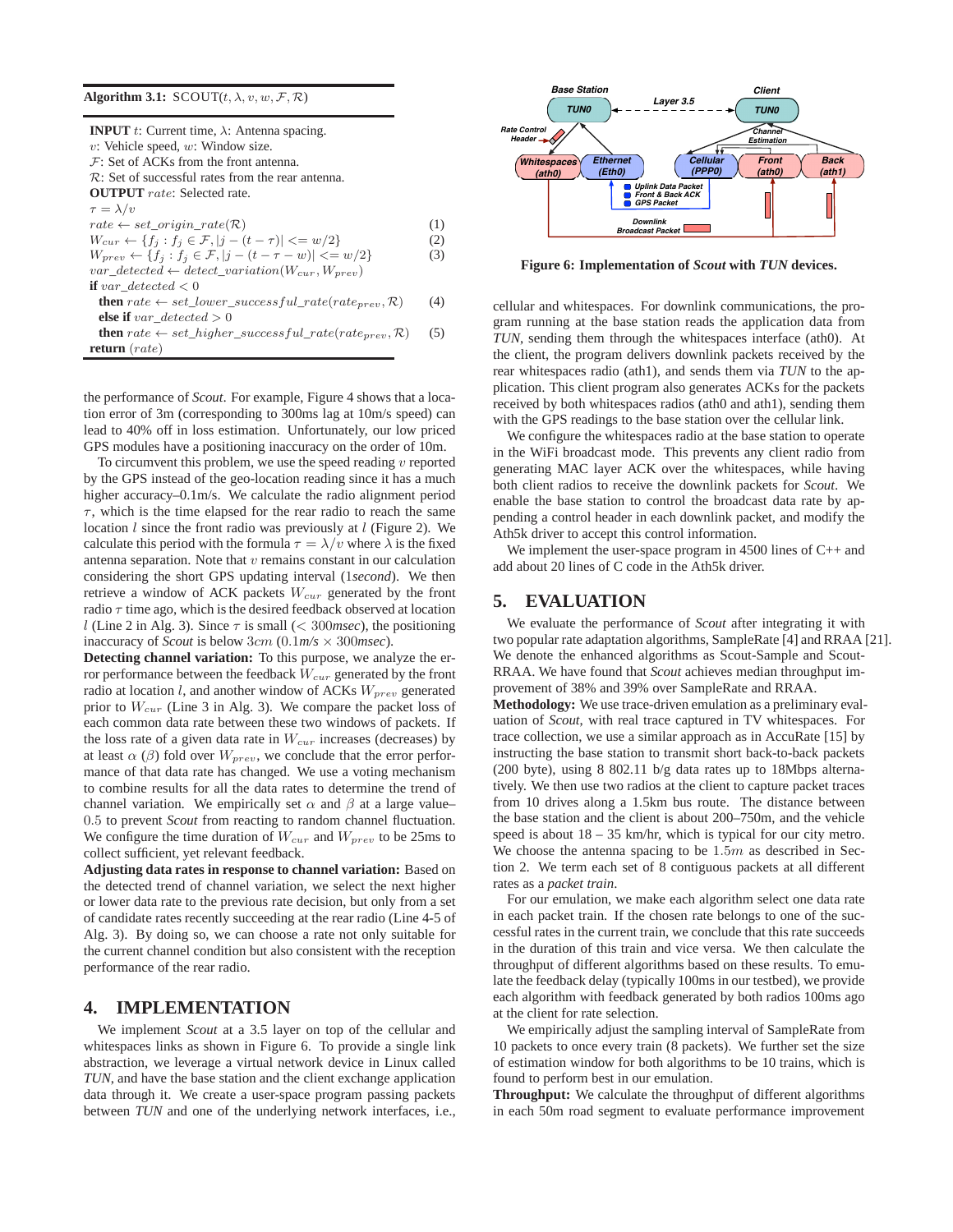**Algorithm 3.1:** SCOUT($t, \lambda, v, w, \mathcal{F}, \mathcal{R}$)

**INPUT** $t$: Current time, $\lambda$: Antenna spacing.
$v$: Vehicle speed, $w$: Window size.
$\mathcal{F}$: Set of ACKs from the front antenna.
$\mathcal{R}$: Set of successful rates from the rear antenna.
**OUTPUT** $rate$: Selected rate.
$\tau = \lambda / v$
$rate \leftarrow set\_origin\_rate(\mathcal{R})$ (1)
$W_{cur} \leftarrow \{f_j : f_j \in \mathcal{F}, |j - (t - \tau)| <= w/2\}$ (2)
$W_{prev} \leftarrow \{f_j : f_j \in \mathcal{F}, |j - (t - \tau - w)| <= w/2\}$ (3)
$var\_detected \leftarrow detect\_variation(W_{cur}, W_{prev})$
**if** $var\_detected < 0$
  **then** $rate \leftarrow set\_lower\_successful\_rate(rate_{prev}, \mathcal{R})$ (4)
  **else if** $var\_detected > 0$
  **then** $rate \leftarrow set\_higher\_successful\_rate(rate_{prev}, \mathcal{R})$ (5)
**return** $(rate)$

the performance of *Scout*. For example, Figure 4 shows that a location error of 3m (corresponding to 300ms lag at 10m/s speed) can lead to 40% off in loss estimation. Unfortunately, our low priced GPS modules have a positioning inaccuracy on the order of 10m.

To circumvent this problem, we use the speed reading $v$ reported by the GPS instead of the geo-location reading since it has a much higher accuracy–0.1m/s. We calculate the radio alignment period $\tau$, which is the time elapsed for the rear radio to reach the same location $l$ since the front radio was previously at $l$ (Figure 2). We calculate this period with the formula $\tau = \lambda/v$ where $\lambda$ is the fixed antenna separation. Note that $v$ remains constant in our calculation considering the short GPS updating interval (1*second*). We then retrieve a window of ACK packets $W_{cur}$ generated by the front radio $\tau$ time ago, which is the desired feedback observed at location $l$ (Line 2 in Alg. 3). Since $\tau$ is small ($< 300$*msec*), the positioning inaccuracy of *Scout* is below $3cm$ (0.1*m/s* $\times$ 300*msec*).

**Detecting channel variation:** To this purpose, we analyze the error performance between the feedback $W_{cur}$ generated by the front radio at location $l$, and another window of ACKs $W_{prev}$ generated prior to $W_{cur}$ (Line 3 in Alg. 3). We compare the packet loss of each common data rate between these two windows of packets. If the loss rate of a given data rate in $W_{cur}$ increases (decreases) by at least $\alpha$ ($\beta$) fold over $W_{prev}$, we conclude that the error performance of that data rate has changed. We use a voting mechanism to combine results for all the data rates to determine the trend of channel variation. We empirically set $\alpha$ and $\beta$ at a large value–$0.5$ to prevent *Scout* from reacting to random channel fluctuation. We configure the time duration of $W_{cur}$ and $W_{prev}$ to be 25ms to collect sufficient, yet relevant feedback.

**Adjusting data rates in response to channel variation:** Based on the detected trend of channel variation, we select the next higher or lower data rate to the previous rate decision, but only from a set of candidate rates recently succeeding at the rear radio (Line 4-5 of Alg. 3). By doing so, we can choose a rate not only suitable for the current channel condition but also consistent with the reception performance of the rear radio.

## 4. IMPLEMENTATION

We implement *Scout* at a 3.5 layer on top of the cellular and whitespaces links as shown in Figure 6. To provide a single link abstraction, we leverage a virtual network device in Linux called *TUN*, and have the base station and the client exchange application data through it. We create a user-space program passing packets between *TUN* and one of the underlying network interfaces, i.e., cellular and whitespaces. For downlink communications, the program running at the base station reads the application data from *TUN*, sending them through the whitespaces interface (ath0). At the client, the program delivers downlink packets received by the rear whitespaces radio (ath1), and sends them via *TUN* to the application. This client program also generates ACKs for the packets received by both whitespaces radios (ath0 and ath1), sending them with the GPS readings to the base station over the cellular link.

**Figure 6: Implementation of *Scout* with *TUN* devices.**

We configure the whitespaces radio at the base station to operate in the WiFi broadcast mode. This prevents any client radio from generating MAC layer ACK over the whitespaces, while having both client radios to receive the downlink packets for *Scout*. We enable the base station to control the broadcast data rate by appending a control header in each downlink packet, and modify the Ath5k driver to accept this control information.

We implement the user-space program in 4500 lines of C++ and add about 20 lines of C code in the Ath5k driver.

## 5. EVALUATION

We evaluate the performance of *Scout* after integrating it with two popular rate adaptation algorithms, SampleRate [4] and RRAA [21]. We denote the enhanced algorithms as Scout-Sample and Scout-RRAA. We have found that *Scout* achieves median throughput improvement of 38% and 39% over SampleRate and RRAA.

**Methodology:** We use trace-driven emulation as a preliminary evaluation of *Scout*, with real trace captured in TV whitespaces. For trace collection, we use a similar approach as in AccuRate [15] by instructing the base station to transmit short back-to-back packets (200 byte), using 8 802.11 b/g data rates up to 18Mbps alternatively. We then use two radios at the client to capture packet traces from 10 drives along a 1.5km bus route. The distance between the base station and the client is about 200–750m, and the vehicle speed is about 18 – 35 km/hr, which is typical for our city metro. We choose the antenna spacing to be $1.5m$ as described in Section 2. We term each set of 8 contiguous packets at all different rates as a *packet train*.

For our emulation, we make each algorithm select one data rate in each packet train. If the chosen rate belongs to one of the successful rates in the current train, we conclude that this rate succeeds in the duration of this train and vice versa. We then calculate the throughput of different algorithms based on these results. To emulate the feedback delay (typically 100ms in our testbed), we provide each algorithm with feedback generated by both radios 100ms ago at the client for rate selection.

We empirically adjust the sampling interval of SampleRate from 10 packets to once every train (8 packets). We further set the size of estimation window for both algorithms to be 10 trains, which is found to perform best in our emulation.

**Throughput:** We calculate the throughput of different algorithms in each 50m road segment to evaluate performance improvement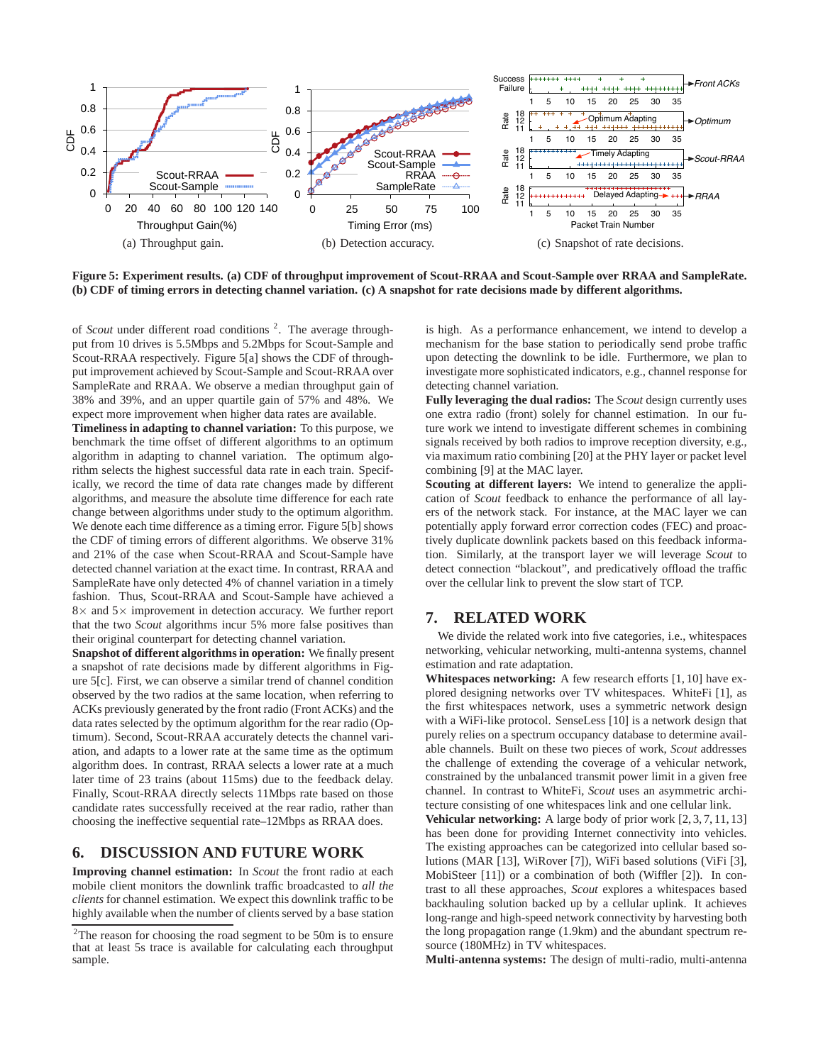(a) Throughput gain.

(b) Detection accuracy.

(c) Snapshot of rate decisions.

**Figure 5: Experiment results. (a) CDF of throughput improvement of Scout-RRAA and Scout-Sample over RRAA and SampleRate. (b) CDF of timing errors in detecting channel variation. (c) A snapshot for rate decisions made by different algorithms.**

of *Scout* under different road conditions [2]. The average throughput from 10 drives is 5.5Mbps and 5.2Mbps for Scout-Sample and Scout-RRAA respectively. Figure 5[a] shows the CDF of throughput improvement achieved by Scout-Sample and Scout-RRAA over SampleRate and RRAA. We observe a median throughput gain of 38% and 39%, and an upper quartile gain of 57% and 48%. We expect more improvement when higher data rates are available.

**Timeliness in adapting to channel variation:** To this purpose, we benchmark the time offset of different algorithms to an optimum algorithm in adapting to channel variation. The optimum algorithm selects the highest successful data rate in each train. Specifically, we record the time of data rate changes made by different algorithms, and measure the absolute time difference for each rate change between algorithms under study to the optimum algorithm. We denote each time difference as a timing error. Figure 5[b] shows the CDF of timing errors of different algorithms. We observe 31% and 21% of the case when Scout-RRAA and Scout-Sample have detected channel variation at the exact time. In contrast, RRAA and SampleRate have only detected 4% of channel variation in a timely fashion. Thus, Scout-RRAA and Scout-Sample have achieved a $8\times$ and $5\times$ improvement in detection accuracy. We further report that the two *Scout* algorithms incur 5% more false positives than their original counterpart for detecting channel variation.

**Snapshot of different algorithms in operation:** We finally present a snapshot of rate decisions made by different algorithms in Figure 5[c]. First, we can observe a similar trend of channel condition observed by the two radios at the same location, when referring to ACKs previously generated by the front radio (Front ACKs) and the data rates selected by the optimum algorithm for the rear radio (Optimum). Second, Scout-RRAA accurately detects the channel variation, and adapts to a lower rate at the same time as the optimum algorithm does. In contrast, RRAA selects a lower rate at a much later time of 23 trains (about 115ms) due to the feedback delay. Finally, Scout-RRAA directly selects 11Mbps rate based on those candidate rates successfully received at the rear radio, rather than choosing the ineffective sequential rate–12Mbps as RRAA does.

## 6. DISCUSSION AND FUTURE WORK

**Improving channel estimation:** In *Scout* the front radio at each mobile client monitors the downlink traffic broadcasted to *all the clients* for channel estimation. We expect this downlink traffic to be highly available when the number of clients served by a base station is high. As a performance enhancement, we intend to develop a mechanism for the base station to periodically send probe traffic upon detecting the downlink to be idle. Furthermore, we plan to investigate more sophisticated indicators, e.g., channel response for detecting channel variation.

**Fully leveraging the dual radios:** The *Scout* design currently uses one extra radio (front) solely for channel estimation. In our future work we intend to investigate different schemes in combining signals received by both radios to improve reception diversity, e.g., via maximum ratio combining [20] at the PHY layer or packet level combining [9] at the MAC layer.

**Scouting at different layers:** We intend to generalize the application of *Scout* feedback to enhance the performance of all layers of the network stack. For instance, at the MAC layer we can potentially apply forward error correction codes (FEC) and proactively duplicate downlink packets based on this feedback information. Similarly, at the transport layer we will leverage *Scout* to detect connection "blackout", and predicatively offload the traffic over the cellular link to prevent the slow start of TCP.

## 7. RELATED WORK

We divide the related work into five categories, i.e., whitespaces networking, vehicular networking, multi-antenna systems, channel estimation and rate adaptation.

**Whitespaces networking:** A few research efforts [1, 10] have explored designing networks over TV whitespaces. WhiteFi [1], as the first whitespaces network, uses a symmetric network design with a WiFi-like protocol. SenseLess [10] is a network design that purely relies on a spectrum occupancy database to determine available channels. Built on these two pieces of work, *Scout* addresses the challenge of extending the coverage of a vehicular network, constrained by the unbalanced transmit power limit in a given free channel. In contrast to WhiteFi, *Scout* uses an asymmetric architecture consisting of one whitespaces link and one cellular link.

**Vehicular networking:** A large body of prior work [2, 3, 7, 11, 13] has been done for providing Internet connectivity into vehicles. The existing approaches can be categorized into cellular based solutions (MAR [13], WiRover [7]), WiFi based solutions (ViFi [3], MobiSteer [11]) or a combination of both (Wiffler [2]). In contrast to all these approaches, *Scout* explores a whitespaces based backhauling solution backed up by a cellular uplink. It achieves long-range and high-speed network connectivity by harvesting both the long propagation range (1.9km) and the abundant spectrum resource (180MHz) in TV whitespaces.

**Multi-antenna systems:** The design of multi-radio, multi-antenna

[2] The reason for choosing the road segment to be 50m is to ensure that at least 5s trace is available for calculating each throughput sample.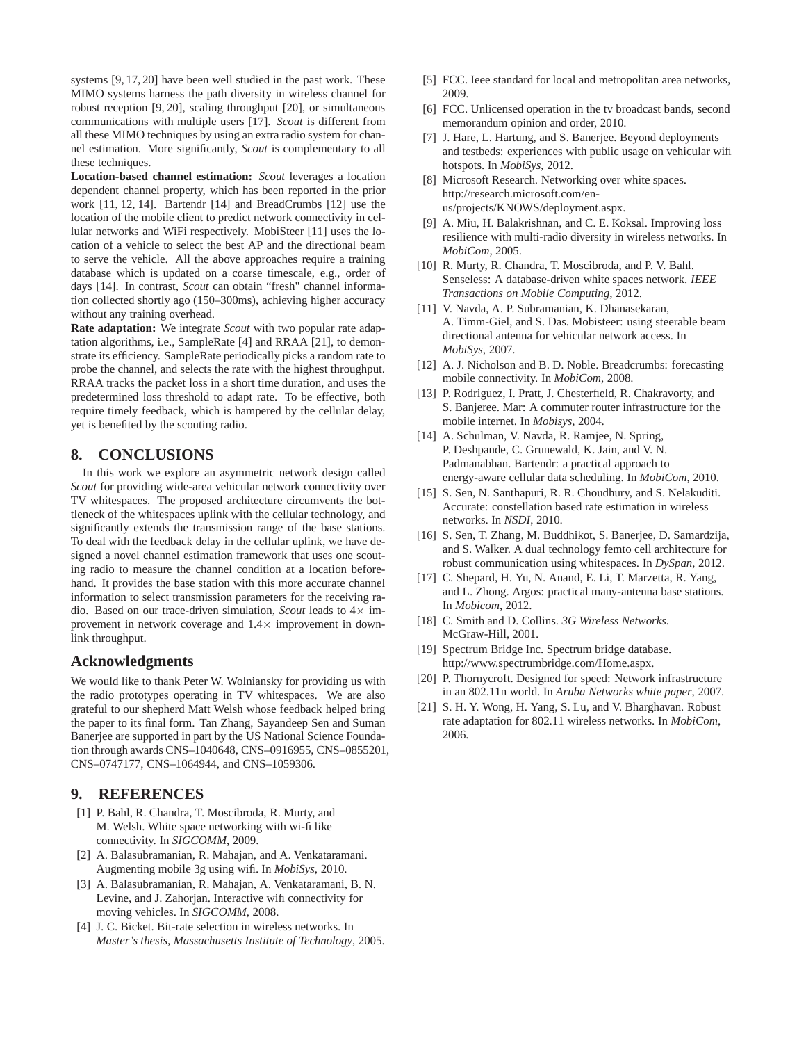systems [9, 17, 20] have been well studied in the past work. These MIMO systems harness the path diversity in wireless channel for robust reception [9, 20], scaling throughput [20], or simultaneous communications with multiple users [17]. *Scout* is different from all these MIMO techniques by using an extra radio system for channel estimation. More significantly, *Scout* is complementary to all these techniques.

**Location-based channel estimation:** *Scout* leverages a location dependent channel property, which has been reported in the prior work [11, 12, 14]. Bartendr [14] and BreadCrumbs [12] use the location of the mobile client to predict network connectivity in cellular networks and WiFi respectively. MobiSteer [11] uses the location of a vehicle to select the best AP and the directional beam to serve the vehicle. All the above approaches require a training database which is updated on a coarse timescale, e.g., order of days [14]. In contrast, *Scout* can obtain "fresh" channel information collected shortly ago (150–300ms), achieving higher accuracy without any training overhead.

**Rate adaptation:** We integrate *Scout* with two popular rate adaptation algorithms, i.e., SampleRate [4] and RRAA [21], to demonstrate its efficiency. SampleRate periodically picks a random rate to probe the channel, and selects the rate with the highest throughput. RRAA tracks the packet loss in a short time duration, and uses the predetermined loss threshold to adapt rate. To be effective, both require timely feedback, which is hampered by the cellular delay, yet is benefited by the scouting radio.

## 8. CONCLUSIONS

In this work we explore an asymmetric network design called *Scout* for providing wide-area vehicular network connectivity over TV whitespaces. The proposed architecture circumvents the bottleneck of the whitespaces uplink with the cellular technology, and significantly extends the transmission range of the base stations. To deal with the feedback delay in the cellular uplink, we have designed a novel channel estimation framework that uses one scouting radio to measure the channel condition at a location beforehand. It provides the base station with this more accurate channel information to select transmission parameters for the receiving radio. Based on our trace-driven simulation, *Scout* leads to $4\times$ improvement in network coverage and $1.4\times$ improvement in downlink throughput.

## Acknowledgments

We would like to thank Peter W. Wolniansky for providing us with the radio prototypes operating in TV whitespaces. We are also grateful to our shepherd Matt Welsh whose feedback helped bring the paper to its final form. Tan Zhang, Sayandeep Sen and Suman Banerjee are supported in part by the US National Science Foundation through awards CNS–1040648, CNS–0916955, CNS–0855201, CNS–0747177, CNS–1064944, and CNS–1059306.

## 9. REFERENCES

[1] P. Bahl, R. Chandra, T. Moscibroda, R. Murty, and M. Welsh. White space networking with wi-fi like connectivity. In *SIGCOMM*, 2009.

[2] A. Balasubramanian, R. Mahajan, and A. Venkataramani. Augmenting mobile 3g using wifi. In *MobiSys*, 2010.

[3] A. Balasubramanian, R. Mahajan, A. Venkataramani, B. N. Levine, and J. Zahorjan. Interactive wifi connectivity for moving vehicles. In *SIGCOMM*, 2008.

[4] J. C. Bicket. Bit-rate selection in wireless networks. In *Master's thesis, Massachusetts Institute of Technology*, 2005.

[5] FCC. Ieee standard for local and metropolitan area networks, 2009.

[6] FCC. Unlicensed operation in the tv broadcast bands, second memorandum opinion and order, 2010.

[7] J. Hare, L. Hartung, and S. Banerjee. Beyond deployments and testbeds: experiences with public usage on vehicular wifi hotspots. In *MobiSys*, 2012.

[8] Microsoft Research. Networking over white spaces. http://research.microsoft.com/en-us/projects/KNOWS/deployment.aspx.

[9] A. Miu, H. Balakrishnan, and C. E. Koksal. Improving loss resilience with multi-radio diversity in wireless networks. In *MobiCom*, 2005.

[10] R. Murty, R. Chandra, T. Moscibroda, and P. V. Bahl. Senseless: A database-driven white spaces network. *IEEE Transactions on Mobile Computing*, 2012.

[11] V. Navda, A. P. Subramanian, K. Dhanasekaran, A. Timm-Giel, and S. Das. Mobisteer: using steerable beam directional antenna for vehicular network access. In *MobiSys*, 2007.

[12] A. J. Nicholson and B. D. Noble. Breadcrumbs: forecasting mobile connectivity. In *MobiCom*, 2008.

[13] P. Rodriguez, I. Pratt, J. Chesterfield, R. Chakravorty, and S. Banjeree. Mar: A commuter router infrastructure for the mobile internet. In *Mobisys*, 2004.

[14] A. Schulman, V. Navda, R. Ramjee, N. Spring, P. Deshpande, C. Grunewald, K. Jain, and V. N. Padmanabhan. Bartendr: a practical approach to energy-aware cellular data scheduling. In *MobiCom*, 2010.

[15] S. Sen, N. Santhapuri, R. R. Choudhury, and S. Nelakuditi. Accurate: constellation based rate estimation in wireless networks. In *NSDI*, 2010.

[16] S. Sen, T. Zhang, M. Buddhikot, S. Banerjee, D. Samardzija, and S. Walker. A dual technology femto cell architecture for robust communication using whitespaces. In *DySpan*, 2012.

[17] C. Shepard, H. Yu, N. Anand, E. Li, T. Marzetta, R. Yang, and L. Zhong. Argos: practical many-antenna base stations. In *Mobicom*, 2012.

[18] C. Smith and D. Collins. *3G Wireless Networks*. McGraw-Hill, 2001.

[19] Spectrum Bridge Inc. Spectrum bridge database. http://www.spectrumbridge.com/Home.aspx.

[20] P. Thornycroft. Designed for speed: Network infrastructure in an 802.11n world. In *Aruba Networks white paper*, 2007.

[21] S. H. Y. Wong, H. Yang, S. Lu, and V. Bharghavan. Robust rate adaptation for 802.11 wireless networks. In *MobiCom*, 2006.